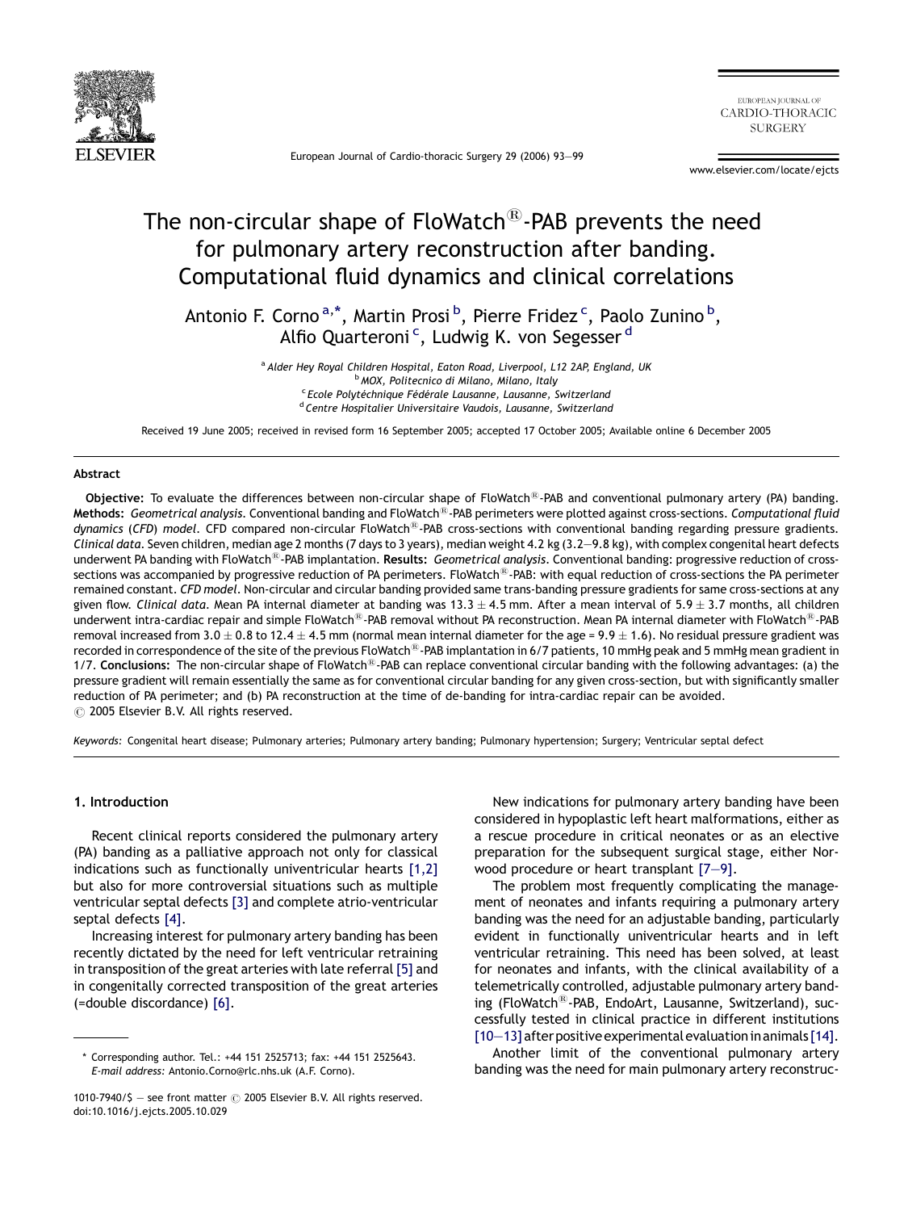# The non-circular shape of FloWatch®-PAB prevents the need for pulmonary artery reconstruction after banding. Computational fluid dynamics and clinical correlations

Antonio F. Corno [a,*], Martin Prosi [b], Pierre Fridez [c], Paolo Zunino [b], Alfio Quarteroni [c], Ludwig K. von Segesser [d]

[a] Alder Hey Royal Children Hospital, Eaton Road, Liverpool, L12 2AP, England, UK
[b] MOX, Politecnico di Milano, Milano, Italy
[c] Ecole Polytéchnique Fédérale Lausanne, Lausanne, Switzerland
[d] Centre Hospitalier Universitaire Vaudois, Lausanne, Switzerland

Received 19 June 2005; received in revised form 16 September 2005; accepted 17 October 2005; Available online 6 December 2005

## Abstract

**Objective:** To evaluate the differences between non-circular shape of FloWatch®-PAB and conventional pulmonary artery (PA) banding. **Methods:** *Geometrical analysis*. Conventional banding and FloWatch®-PAB perimeters were plotted against cross-sections. *Computational fluid dynamics* (*CFD*) *model*. CFD compared non-circular FloWatch®-PAB cross-sections with conventional banding regarding pressure gradients. *Clinical data*. Seven children, median age 2 months (7 days to 3 years), median weight 4.2 kg (3.2–9.8 kg), with complex congenital heart defects underwent PA banding with FloWatch®-PAB implantation. **Results:** *Geometrical analysis*. Conventional banding: progressive reduction of cross-sections was accompanied by progressive reduction of PA perimeters. FloWatch®-PAB: with equal reduction of cross-sections the PA perimeter remained constant. *CFD model*. Non-circular and circular banding provided same trans-banding pressure gradients for same cross-sections at any given flow. *Clinical data*. Mean PA internal diameter at banding was $13.3 \pm 4.5$ mm. After a mean interval of $5.9 \pm 3.7$ months, all children underwent intra-cardiac repair and simple FloWatch®-PAB removal without PA reconstruction. Mean PA internal diameter with FloWatch®-PAB removal increased from $3.0 \pm 0.8$ to $12.4 \pm 4.5$ mm (normal mean internal diameter for the age = $9.9 \pm 1.6$). No residual pressure gradient was recorded in correspondence of the site of the previous FloWatch®-PAB implantation in 6/7 patients, 10 mmHg peak and 5 mmHg mean gradient in 1/7. **Conclusions:** The non-circular shape of FloWatch®-PAB can replace conventional circular banding with the following advantages: (a) the pressure gradient will remain essentially the same as for conventional circular banding for any given cross-section, but with significantly smaller reduction of PA perimeter; and (b) PA reconstruction at the time of de-banding for intra-cardiac repair can be avoided.
© 2005 Elsevier B.V. All rights reserved.

*Keywords:* Congenital heart disease; Pulmonary arteries; Pulmonary artery banding; Pulmonary hypertension; Surgery; Ventricular septal defect

## 1. Introduction

Recent clinical reports considered the pulmonary artery (PA) banding as a palliative approach not only for classical indications such as functionally univentricular hearts [1,2] but also for more controversial situations such as multiple ventricular septal defects [3] and complete atrio-ventricular septal defects [4].

Increasing interest for pulmonary artery banding has been recently dictated by the need for left ventricular retraining in transposition of the great arteries with late referral [5] and in congenitally corrected transposition of the great arteries (=double discordance) [6].

New indications for pulmonary artery banding have been considered in hypoplastic left heart malformations, either as a rescue procedure in critical neonates or as an elective preparation for the subsequent surgical stage, either Norwood procedure or heart transplant [7–9].

The problem most frequently complicating the management of neonates and infants requiring a pulmonary artery banding was the need for an adjustable banding, particularly evident in functionally univentricular hearts and in left ventricular retraining. This need has been solved, at least for neonates and infants, with the clinical availability of a telemetrically controlled, adjustable pulmonary artery banding (FloWatch®-PAB, EndoArt, Lausanne, Switzerland), successfully tested in clinical practice in different institutions [10–13] after positive experimental evaluation in animals [14].

Another limit of the conventional pulmonary artery banding was the need for main pulmonary artery reconstruc-

* Corresponding author. Tel.: +44 151 2525713; fax: +44 151 2525643.
*E-mail address:* Antonio.Corno@rlc.nhs.uk (A.F. Corno).

1010-7940/$ — see front matter © 2005 Elsevier B.V. All rights reserved.
doi:10.1016/j.ejcts.2005.10.029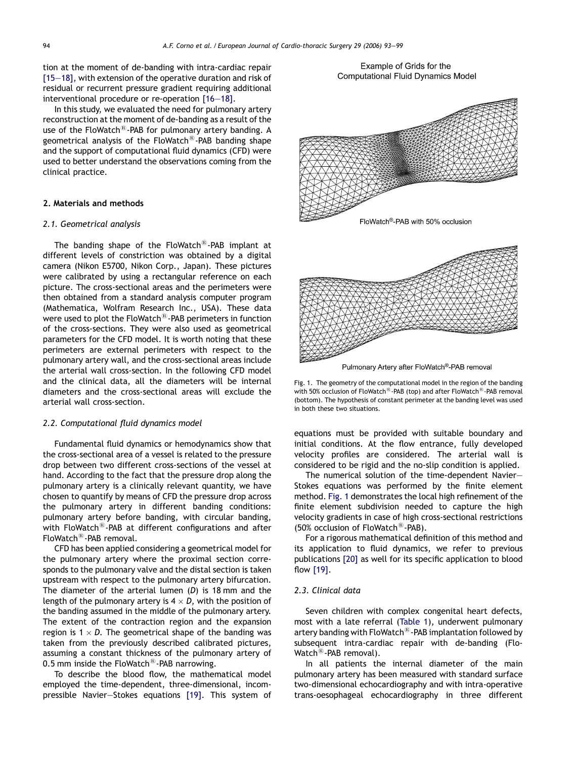tion at the moment of de-banding with intra-cardiac repair [15–18], with extension of the operative duration and risk of residual or recurrent pressure gradient requiring additional interventional procedure or re-operation [16–18].

In this study, we evaluated the need for pulmonary artery reconstruction at the moment of de-banding as a result of the use of the FloWatch®-PAB for pulmonary artery banding. A geometrical analysis of the FloWatch®-PAB banding shape and the support of computational fluid dynamics (CFD) were used to better understand the observations coming from the clinical practice.

## 2. Materials and methods

### 2.1. Geometrical analysis

The banding shape of the FloWatch®-PAB implant at different levels of constriction was obtained by a digital camera (Nikon E5700, Nikon Corp., Japan). These pictures were calibrated by using a rectangular reference on each picture. The cross-sectional areas and the perimeters were then obtained from a standard analysis computer program (Mathematica, Wolfram Research Inc., USA). These data were used to plot the FloWatch®-PAB perimeters in function of the cross-sections. They were also used as geometrical parameters for the CFD model. It is worth noting that these perimeters are external perimeters with respect to the pulmonary artery wall, and the cross-sectional areas include the arterial wall cross-section. In the following CFD model and the clinical data, all the diameters will be internal diameters and the cross-sectional areas will exclude the arterial wall cross-section.

### 2.2. Computational fluid dynamics model

Fundamental fluid dynamics or hemodynamics show that the cross-sectional area of a vessel is related to the pressure drop between two different cross-sections of the vessel at hand. According to the fact that the pressure drop along the pulmonary artery is a clinically relevant quantity, we have chosen to quantify by means of CFD the pressure drop across the pulmonary artery in different banding conditions: pulmonary artery before banding, with circular banding, with FloWatch®-PAB at different configurations and after FloWatch®-PAB removal.

CFD has been applied considering a geometrical model for the pulmonary artery where the proximal section corresponds to the pulmonary valve and the distal section is taken upstream with respect to the pulmonary artery bifurcation. The diameter of the arterial lumen ($D$) is 18 mm and the length of the pulmonary artery is $4 \times D$, with the position of the banding assumed in the middle of the pulmonary artery. The extent of the contraction region and the expansion region is $1 \times D$. The geometrical shape of the banding was taken from the previously described calibrated pictures, assuming a constant thickness of the pulmonary artery of 0.5 mm inside the FloWatch®-PAB narrowing.

To describe the blood flow, the mathematical model employed the time-dependent, three-dimensional, incompressible Navier–Stokes equations [19]. This system of equations must be provided with suitable boundary and initial conditions. At the flow entrance, fully developed velocity profiles are considered. The arterial wall is considered to be rigid and the no-slip condition is applied.

Example of Grids for the Computational Fluid Dynamics Model

FloWatch®-PAB with 50% occlusion

Pulmonary Artery after FloWatch®-PAB removal

Fig. 1. The geometry of the computational model in the region of the banding with 50% occlusion of FloWatch®-PAB (top) and after FloWatch®-PAB removal (bottom). The hypothesis of constant perimeter at the banding level was used in both these two situations.

The numerical solution of the time-dependent Navier–Stokes equations was performed by the finite element method. Fig. 1 demonstrates the local high refinement of the finite element subdivision needed to capture the high velocity gradients in case of high cross-sectional restrictions (50% occlusion of FloWatch®-PAB).

For a rigorous mathematical definition of this method and its application to fluid dynamics, we refer to previous publications [20] as well for its specific application to blood flow [19].

### 2.3. Clinical data

Seven children with complex congenital heart defects, most with a late referral (Table 1), underwent pulmonary artery banding with FloWatch®-PAB implantation followed by subsequent intra-cardiac repair with de-banding (FloWatch®-PAB removal).

In all patients the internal diameter of the main pulmonary artery has been measured with standard surface two-dimensional echocardiography and with intra-operative trans-oesophageal echocardiography in three different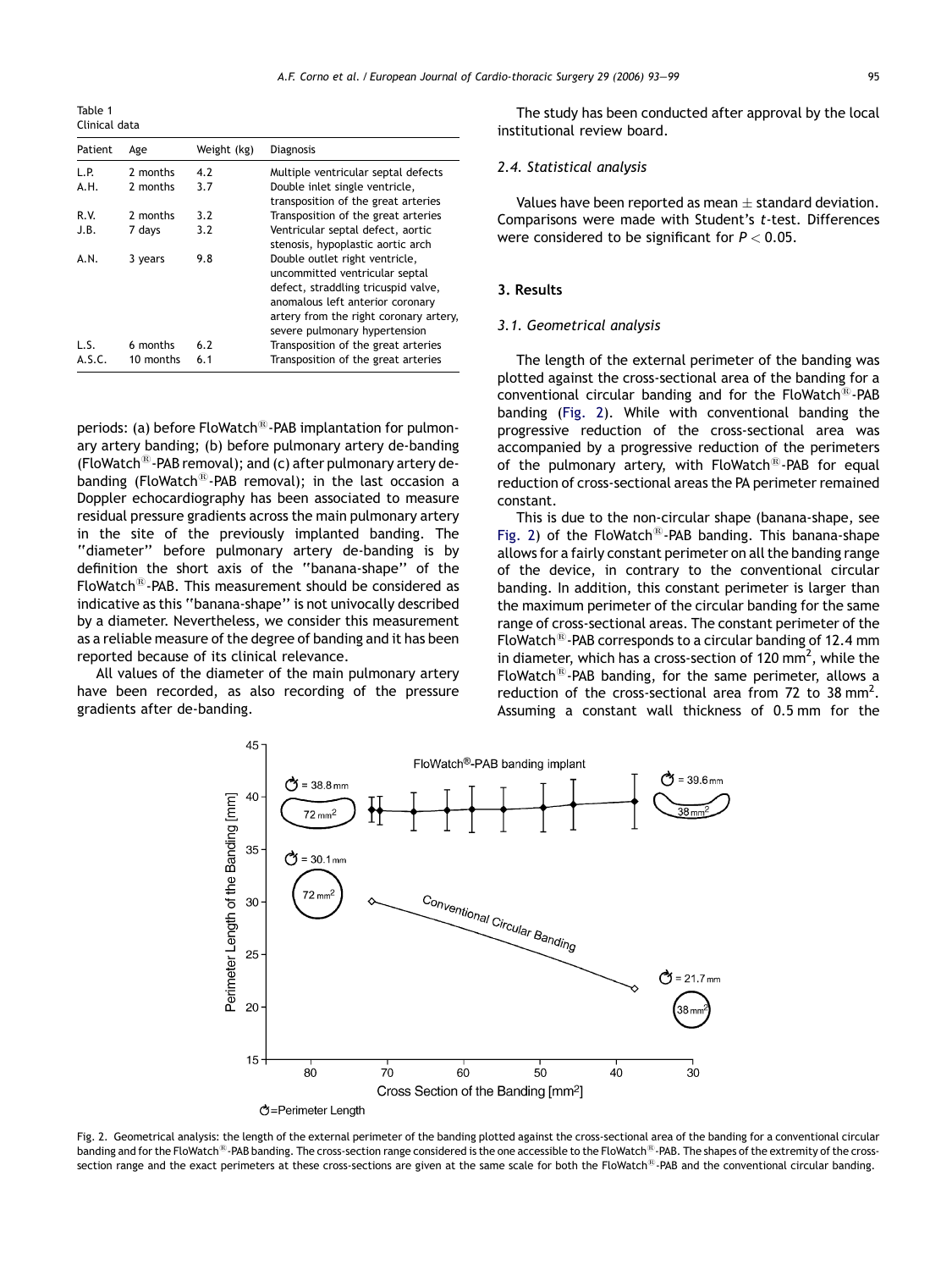Table 1
Clinical data

| Patient | Age | Weight (kg) | Diagnosis |
|---|---|---|---|
| L.P. | 2 months | 4.2 | Multiple ventricular septal defects |
| A.H. | 2 months | 3.7 | Double inlet single ventricle, transposition of the great arteries |
| R.V. | 2 months | 3.2 | Transposition of the great arteries |
| J.B. | 7 days | 3.2 | Ventricular septal defect, aortic stenosis, hypoplastic aortic arch |
| A.N. | 3 years | 9.8 | Double outlet right ventricle, uncommitted ventricular septal defect, straddling tricuspid valve, anomalous left anterior coronary artery from the right coronary artery, severe pulmonary hypertension |
| L.S. | 6 months | 6.2 | Transposition of the great arteries |
| A.S.C. | 10 months | 6.1 | Transposition of the great arteries |

periods: (a) before FloWatch®-PAB implantation for pulmonary artery banding; (b) before pulmonary artery de-banding (FloWatch®-PAB removal); and (c) after pulmonary artery de-banding (FloWatch®-PAB removal); in the last occasion a Doppler echocardiography has been associated to measure residual pressure gradients across the main pulmonary artery in the site of the previously implanted banding. The "diameter" before pulmonary artery de-banding is by definition the short axis of the "banana-shape" of the FloWatch®-PAB. This measurement should be considered as indicative as this "banana-shape" is not univocally described by a diameter. Nevertheless, we consider this measurement as a reliable measure of the degree of banding and it has been reported because of its clinical relevance.

All values of the diameter of the main pulmonary artery have been recorded, as also recording of the pressure gradients after de-banding.

The study has been conducted after approval by the local institutional review board.

### 2.4. Statistical analysis

Values have been reported as mean ± standard deviation. Comparisons were made with Student's *t*-test. Differences were considered to be significant for $P < 0.05$.

## 3. Results

### 3.1. Geometrical analysis

The length of the external perimeter of the banding was plotted against the cross-sectional area of the banding for a conventional circular banding and for the FloWatch®-PAB banding (Fig. 2). While with conventional banding the progressive reduction of the cross-sectional area was accompanied by a progressive reduction of the perimeters of the pulmonary artery, with FloWatch®-PAB for equal reduction of cross-sectional areas the PA perimeter remained constant.

This is due to the non-circular shape (banana-shape, see Fig. 2) of the FloWatch®-PAB banding. This banana-shape allows for a fairly constant perimeter on all the banding range of the device, in contrary to the conventional circular banding. In addition, this constant perimeter is larger than the maximum perimeter of the circular banding for the same range of cross-sectional areas. The constant perimeter of the FloWatch®-PAB corresponds to a circular banding of 12.4 mm in diameter, which has a cross-section of 120 mm$^2$, while the FloWatch®-PAB banding, for the same perimeter, allows a reduction of the cross-sectional area from 72 to 38 mm$^2$. Assuming a constant wall thickness of 0.5 mm for the

Fig. 2. Geometrical analysis: the length of the external perimeter of the banding plotted against the cross-sectional area of the banding for a conventional circular banding and for the FloWatch®-PAB banding. The cross-section range considered is the one accessible to the FloWatch®-PAB. The shapes of the extremity of the cross-section range and the exact perimeters at these cross-sections are given at the same scale for both the FloWatch®-PAB and the conventional circular banding.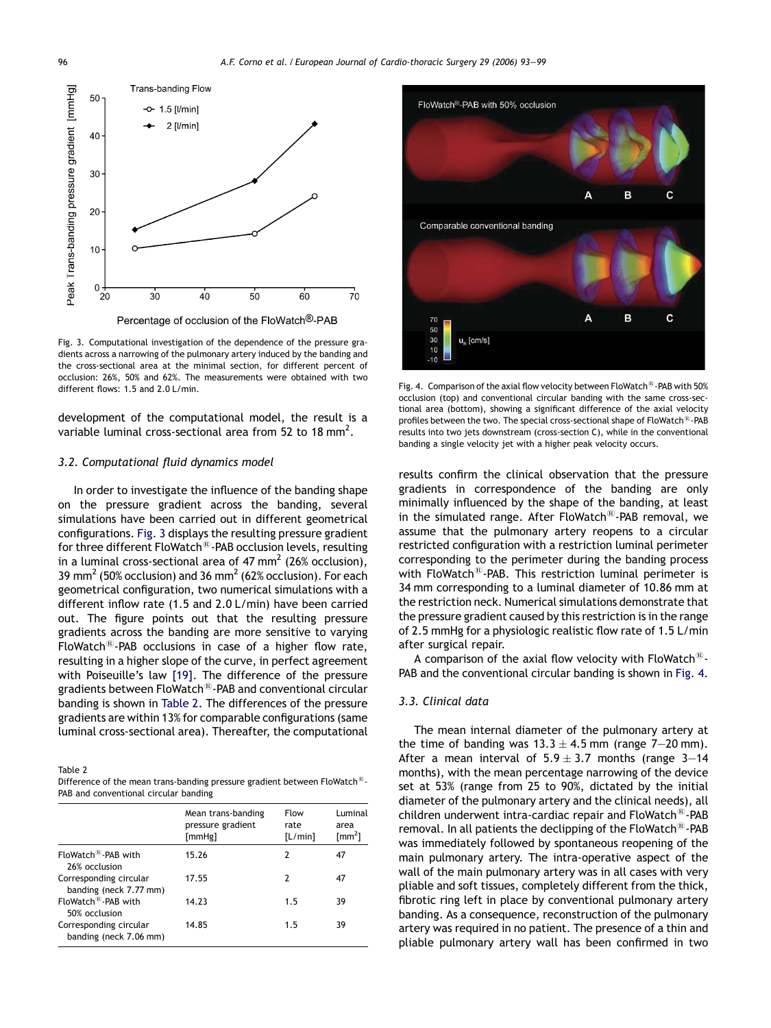Fig. 3. Computational investigation of the dependence of the pressure gradients across a narrowing of the pulmonary artery induced by the banding and the cross-sectional area at the minimal section, for different percent of occlusion: 26%, 50% and 62%. The measurements were obtained with two different flows: 1.5 and 2.0 L/min.

development of the computational model, the result is a variable luminal cross-sectional area from 52 to 18 mm$^2$.

### 3.2. Computational fluid dynamics model

In order to investigate the influence of the banding shape on the pressure gradient across the banding, several simulations have been carried out in different geometrical configurations. Fig. 3 displays the resulting pressure gradient for three different FloWatch®-PAB occlusion levels, resulting in a luminal cross-sectional area of 47 mm$^2$ (26% occlusion), 39 mm$^2$ (50% occlusion) and 36 mm$^2$ (62% occlusion). For each geometrical configuration, two numerical simulations with a different inflow rate (1.5 and 2.0 L/min) have been carried out. The figure points out that the resulting pressure gradients across the banding are more sensitive to varying FloWatch®-PAB occlusions in case of a higher flow rate, resulting in a higher slope of the curve, in perfect agreement with Poiseuille's law [19]. The difference of the pressure gradients between FloWatch®-PAB and conventional circular banding is shown in Table 2. The differences of the pressure gradients are within 13% for comparable configurations (same luminal cross-sectional area). Thereafter, the computational results confirm the clinical observation that the pressure gradients in correspondence of the banding are only minimally influenced by the shape of the banding, at least in the simulated range. After FloWatch®-PAB removal, we assume that the pulmonary artery reopens to a circular restricted configuration with a restriction luminal perimeter corresponding to the perimeter during the banding process with FloWatch®-PAB. This restriction luminal perimeter is 34 mm corresponding to a luminal diameter of 10.86 mm at the restriction neck. Numerical simulations demonstrate that the pressure gradient caused by this restriction is in the range of 2.5 mmHg for a physiologic realistic flow rate of 1.5 L/min after surgical repair.

A comparison of the axial flow velocity with FloWatch®-PAB and the conventional circular banding is shown in Fig. 4.

Table 2
Difference of the mean trans-banding pressure gradient between FloWatch®-PAB and conventional circular banding

| | Mean trans-banding pressure gradient [mmHg] | Flow rate [L/min] | Luminal area [mm$^2$] |
|---|---|---|---|
| FloWatch®-PAB with 26% occlusion | 15.26 | 2 | 47 |
| Corresponding circular banding (neck 7.77 mm) | 17.55 | 2 | 47 |
| FloWatch®-PAB with 50% occlusion | 14.23 | 1.5 | 39 |
| Corresponding circular banding (neck 7.06 mm) | 14.85 | 1.5 | 39 |

Fig. 4. Comparison of the axial flow velocity between FloWatch®-PAB with 50% occlusion (top) and conventional circular banding with the same cross-sectional area (bottom), showing a significant difference of the axial velocity profiles between the two. The special cross-sectional shape of FloWatch®-PAB results into two jets downstream (cross-section C), while in the conventional banding a single velocity jet with a higher peak velocity occurs.

### 3.3. Clinical data

The mean internal diameter of the pulmonary artery at the time of banding was $13.3 \pm 4.5$ mm (range 7–20 mm). After a mean interval of $5.9 \pm 3.7$ months (range 3–14 months), with the mean percentage narrowing of the device set at 53% (range from 25 to 90%, dictated by the initial diameter of the pulmonary artery and the clinical needs), all children underwent intra-cardiac repair and FloWatch®-PAB removal. In all patients the declipping of the FloWatch®-PAB was immediately followed by spontaneous reopening of the main pulmonary artery. The intra-operative aspect of the wall of the main pulmonary artery was in all cases with very pliable and soft tissues, completely different from the thick, fibrotic ring left in place by conventional pulmonary artery banding. As a consequence, reconstruction of the pulmonary artery was required in no patient. The presence of a thin and pliable pulmonary artery wall has been confirmed in two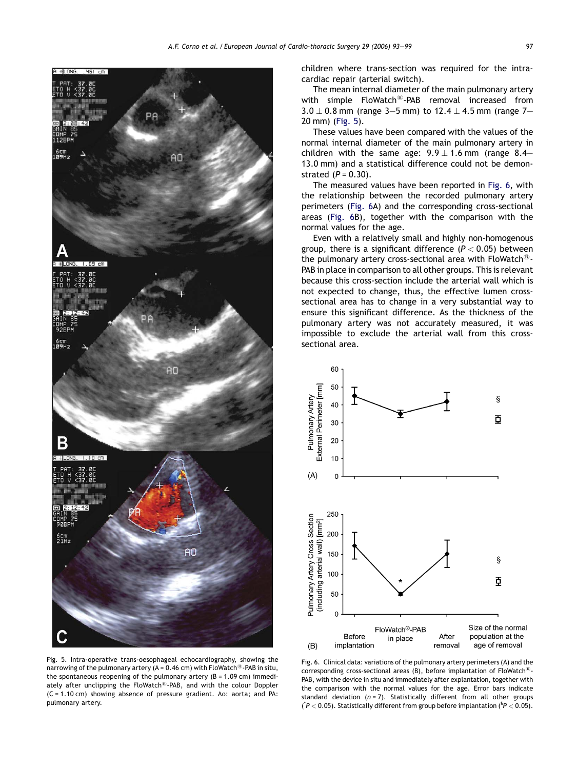children where trans-section was required for the intra-cardiac repair (arterial switch).

The mean internal diameter of the main pulmonary artery with simple FloWatch®-PAB removal increased from $3.0 \pm 0.8$ mm (range 3–5 mm) to $12.4 \pm 4.5$ mm (range 7–20 mm) (Fig. 5).

These values have been compared with the values of the normal internal diameter of the main pulmonary artery in children with the same age: $9.9 \pm 1.6$ mm (range 8.4–13.0 mm) and a statistical difference could not be demonstrated ($P = 0.30$).

The measured values have been reported in Fig. 6, with the relationship between the recorded pulmonary artery perimeters (Fig. 6A) and the corresponding cross-sectional areas (Fig. 6B), together with the comparison with the normal values for the age.

Even with a relatively small and highly non-homogenous group, there is a significant difference ($P < 0.05$) between the pulmonary artery cross-sectional area with FloWatch®-PAB in place in comparison to all other groups. This is relevant because this cross-section include the arterial wall which is not expected to change, thus, the effective lumen cross-sectional area has to change in a very substantial way to ensure this significant difference. As the thickness of the pulmonary artery was not accurately measured, it was impossible to exclude the arterial wall from this cross-sectional area.

Fig. 5. Intra-operative trans-oesophageal echocardiography, showing the narrowing of the pulmonary artery (A = 0.46 cm) with FloWatch®-PAB in situ, the spontaneous reopening of the pulmonary artery (B = 1.09 cm) immediately after unclipping the FloWatch®-PAB, and with the colour Doppler (C = 1.10 cm) showing absence of pressure gradient. Ao: aorta; and PA: pulmonary artery.

Fig. 6. Clinical data: variations of the pulmonary artery perimeters (A) and the corresponding cross-sectional areas (B), before implantation of FloWatch®-PAB, with the device in situ and immediately after explantation, together with the comparison with the normal values for the age. Error bars indicate standard deviation ($n = 7$). Statistically different from all other groups ($^{*}P < 0.05$). Statistically different from group before implantation ($^{\S}P < 0.05$).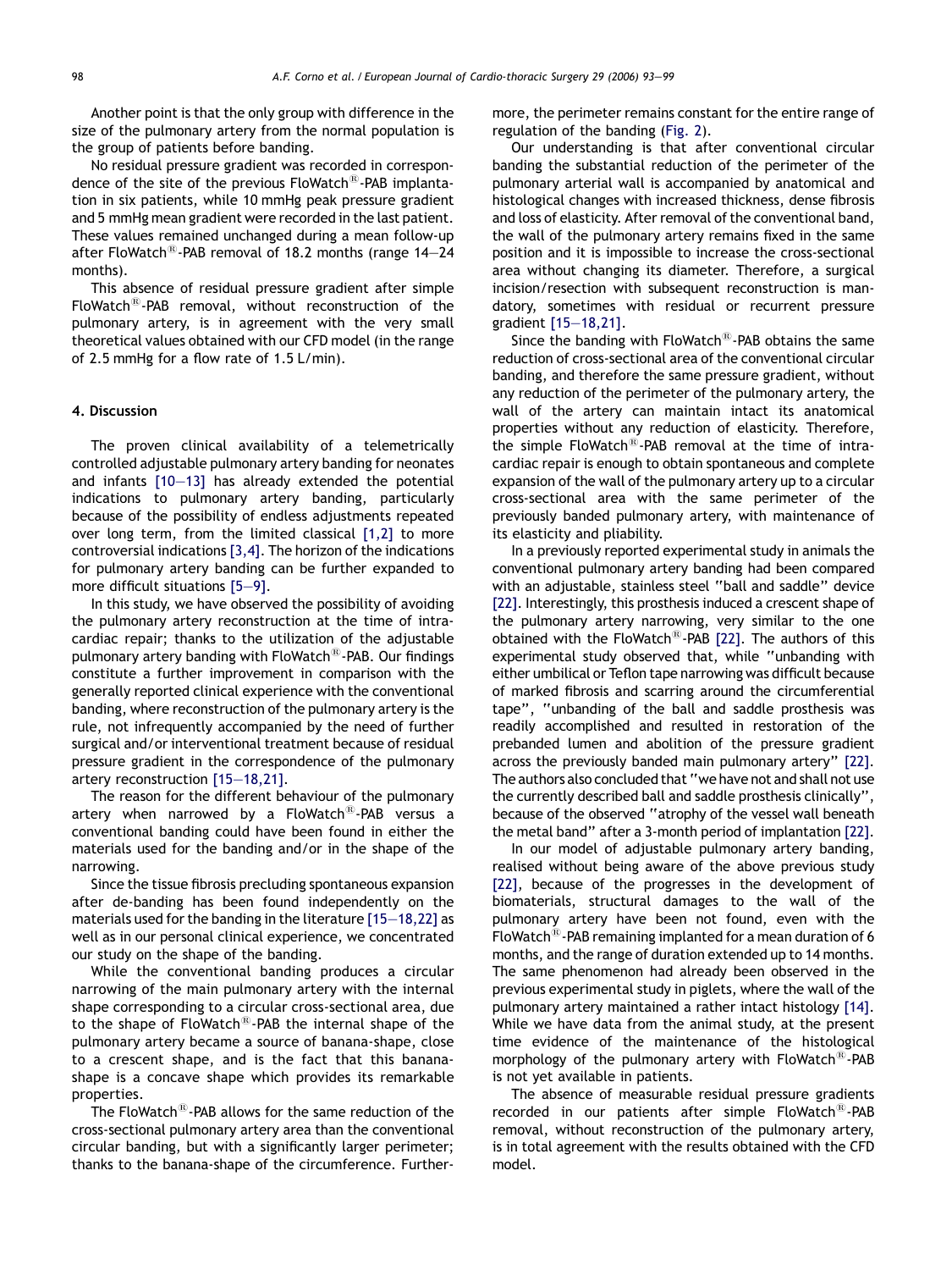Another point is that the only group with difference in the size of the pulmonary artery from the normal population is the group of patients before banding.

No residual pressure gradient was recorded in correspondence of the site of the previous FloWatch®-PAB implantation in six patients, while 10 mmHg peak pressure gradient and 5 mmHg mean gradient were recorded in the last patient. These values remained unchanged during a mean follow-up after FloWatch®-PAB removal of 18.2 months (range 14–24 months).

This absence of residual pressure gradient after simple FloWatch®-PAB removal, without reconstruction of the pulmonary artery, is in agreement with the very small theoretical values obtained with our CFD model (in the range of 2.5 mmHg for a flow rate of 1.5 L/min).

## 4. Discussion

The proven clinical availability of a telemetrically controlled adjustable pulmonary artery banding for neonates and infants [10–13] has already extended the potential indications to pulmonary artery banding, particularly because of the possibility of endless adjustments repeated over long term, from the limited classical [1,2] to more controversial indications [3,4]. The horizon of the indications for pulmonary artery banding can be further expanded to more difficult situations [5–9].

In this study, we have observed the possibility of avoiding the pulmonary artery reconstruction at the time of intracardiac repair; thanks to the utilization of the adjustable pulmonary artery banding with FloWatch®-PAB. Our findings constitute a further improvement in comparison with the generally reported clinical experience with the conventional banding, where reconstruction of the pulmonary artery is the rule, not infrequently accompanied by the need of further surgical and/or interventional treatment because of residual pressure gradient in the correspondence of the pulmonary artery reconstruction [15–18,21].

The reason for the different behaviour of the pulmonary artery when narrowed by a FloWatch®-PAB versus a conventional banding could have been found in either the materials used for the banding and/or in the shape of the narrowing.

Since the tissue fibrosis precluding spontaneous expansion after de-banding has been found independently on the materials used for the banding in the literature [15–18,22] as well as in our personal clinical experience, we concentrated our study on the shape of the banding.

While the conventional banding produces a circular narrowing of the main pulmonary artery with the internal shape corresponding to a circular cross-sectional area, due to the shape of FloWatch®-PAB the internal shape of the pulmonary artery became a source of banana-shape, close to a crescent shape, and is the fact that this banana-shape is a concave shape which provides its remarkable properties.

The FloWatch®-PAB allows for the same reduction of the cross-sectional pulmonary artery area than the conventional circular banding, but with a significantly larger perimeter; thanks to the banana-shape of the circumference. Furthermore, the perimeter remains constant for the entire range of regulation of the banding (Fig. 2).

Our understanding is that after conventional circular banding the substantial reduction of the perimeter of the pulmonary arterial wall is accompanied by anatomical and histological changes with increased thickness, dense fibrosis and loss of elasticity. After removal of the conventional band, the wall of the pulmonary artery remains fixed in the same position and it is impossible to increase the cross-sectional area without changing its diameter. Therefore, a surgical incision/resection with subsequent reconstruction is mandatory, sometimes with residual or recurrent pressure gradient [15–18,21].

Since the banding with FloWatch®-PAB obtains the same reduction of cross-sectional area of the conventional circular banding, and therefore the same pressure gradient, without any reduction of the perimeter of the pulmonary artery, the wall of the artery can maintain intact its anatomical properties without any reduction of elasticity. Therefore, the simple FloWatch®-PAB removal at the time of intracardiac repair is enough to obtain spontaneous and complete expansion of the wall of the pulmonary artery up to a circular cross-sectional area with the same perimeter of the previously banded pulmonary artery, with maintenance of its elasticity and pliability.

In a previously reported experimental study in animals the conventional pulmonary artery banding had been compared with an adjustable, stainless steel "ball and saddle" device [22]. Interestingly, this prosthesis induced a crescent shape of the pulmonary artery narrowing, very similar to the one obtained with the FloWatch®-PAB [22]. The authors of this experimental study observed that, while "unbanding with either umbilical or Teflon tape narrowing was difficult because of marked fibrosis and scarring around the circumferential tape", "unbanding of the ball and saddle prosthesis was readily accomplished and resulted in restoration of the prebanded lumen and abolition of the pressure gradient across the previously banded main pulmonary artery" [22]. The authors also concluded that "we have not and shall not use the currently described ball and saddle prosthesis clinically", because of the observed "atrophy of the vessel wall beneath the metal band" after a 3-month period of implantation [22].

In our model of adjustable pulmonary artery banding, realised without being aware of the above previous study [22], because of the progresses in the development of biomaterials, structural damages to the wall of the pulmonary artery have been not found, even with the FloWatch®-PAB remaining implanted for a mean duration of 6 months, and the range of duration extended up to 14 months. The same phenomenon had already been observed in the previous experimental study in piglets, where the wall of the pulmonary artery maintained a rather intact histology [14]. While we have data from the animal study, at the present time evidence of the maintenance of the histological morphology of the pulmonary artery with FloWatch®-PAB is not yet available in patients.

The absence of measurable residual pressure gradients recorded in our patients after simple FloWatch®-PAB removal, without reconstruction of the pulmonary artery, is in total agreement with the results obtained with the CFD model.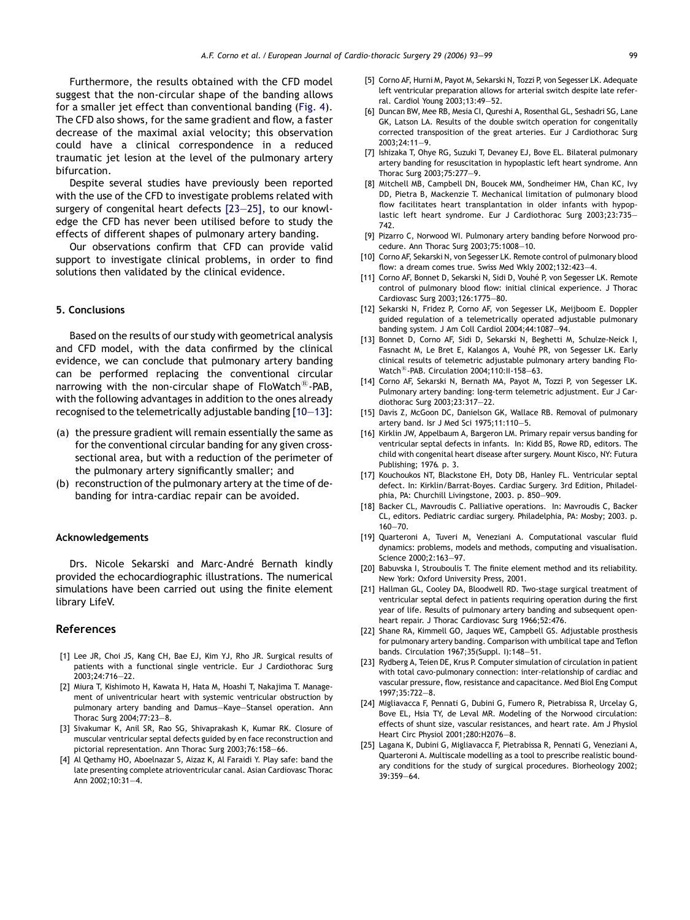Furthermore, the results obtained with the CFD model suggest that the non-circular shape of the banding allows for a smaller jet effect than conventional banding (Fig. 4). The CFD also shows, for the same gradient and flow, a faster decrease of the maximal axial velocity; this observation could have a clinical correspondence in a reduced traumatic jet lesion at the level of the pulmonary artery bifurcation.

Despite several studies have previously been reported with the use of the CFD to investigate problems related with surgery of congenital heart defects [23–25], to our knowledge the CFD has never been utilised before to study the effects of different shapes of pulmonary artery banding.

Our observations confirm that CFD can provide valid support to investigate clinical problems, in order to find solutions then validated by the clinical evidence.

## 5. Conclusions

Based on the results of our study with geometrical analysis and CFD model, with the data confirmed by the clinical evidence, we can conclude that pulmonary artery banding can be performed replacing the conventional circular narrowing with the non-circular shape of FloWatch®-PAB, with the following advantages in addition to the ones already recognised to the telemetrically adjustable banding [10–13]:

(a) the pressure gradient will remain essentially the same as for the conventional circular banding for any given cross-sectional area, but with a reduction of the perimeter of the pulmonary artery significantly smaller; and
(b) reconstruction of the pulmonary artery at the time of debanding for intra-cardiac repair can be avoided.

## Acknowledgements

Drs. Nicole Sekarski and Marc-André Bernath kindly provided the echocardiographic illustrations. The numerical simulations have been carried out using the finite element library LifeV.

## References

[1] Lee JR, Choi JS, Kang CH, Bae EJ, Kim YJ, Rho JR. Surgical results of patients with a functional single ventricle. Eur J Cardiothorac Surg 2003;24:716–22.

[2] Miura T, Kishimoto H, Kawata H, Hata M, Hoashi T, Nakajima T. Management of univentricular heart with systemic ventricular obstruction by pulmonary artery banding and Damus–Kaye–Stansel operation. Ann Thorac Surg 2004;77:23–8.

[3] Sivakumar K, Anil SR, Rao SG, Shivaprakash K, Kumar RK. Closure of muscular ventricular septal defects guided by en face reconstruction and pictorial representation. Ann Thorac Surg 2003;76:158–66.

[4] Al Qethamy HO, Aboelnazar S, Aizaz K, Al Faraidi Y. Play safe: band the late presenting complete atrioventricular canal. Asian Cardiovasc Thorac Ann 2002;10:31–4.

[5] Corno AF, Hurni M, Payot M, Sekarski N, Tozzi P, von Segesser LK. Adequate left ventricular preparation allows for arterial switch despite late referral. Cardiol Young 2003;13:49–52.

[6] Duncan BW, Mee RB, Mesia CI, Qureshi A, Rosenthal GL, Seshadri SG, Lane GK, Latson LA. Results of the double switch operation for congenitally corrected transposition of the great arteries. Eur J Cardiothorac Surg 2003;24:11–9.

[7] Ishizaka T, Ohye RG, Suzuki T, Devaney EJ, Bove EL. Bilateral pulmonary artery banding for resuscitation in hypoplastic left heart syndrome. Ann Thorac Surg 2003;75:277–9.

[8] Mitchell MB, Campbell DN, Boucek MM, Sondheimer HM, Chan KC, Ivy DD, Pietra B, Mackenzie T. Mechanical limitation of pulmonary blood flow facilitates heart transplantation in older infants with hypoplastic left heart syndrome. Eur J Cardiothorac Surg 2003;23:735–742.

[9] Pizarro C, Norwood WI. Pulmonary artery banding before Norwood procedure. Ann Thorac Surg 2003;75:1008–10.

[10] Corno AF, Sekarski N, von Segesser LK. Remote control of pulmonary blood flow: a dream comes true. Swiss Med Wkly 2002;132:423–4.

[11] Corno AF, Bonnet D, Sekarski N, Sidi D, Vouhé P, von Segesser LK. Remote control of pulmonary blood flow: initial clinical experience. J Thorac Cardiovasc Surg 2003;126:1775–80.

[12] Sekarski N, Fridez P, Corno AF, von Segesser LK, Meijboom E. Doppler guided regulation of a telemetrically operated adjustable pulmonary banding system. J Am Coll Cardiol 2004;44:1087–94.

[13] Bonnet D, Corno AF, Sidi D, Sekarski N, Beghetti M, Schulze-Neick I, Fasnacht M, Le Bret E, Kalangos A, Vouhé PR, von Segesser LK. Early clinical results of telemetric adjustable pulmonary artery banding FloWatch®-PAB. Circulation 2004;110:II-158–63.

[14] Corno AF, Sekarski N, Bernath MA, Payot M, Tozzi P, von Segesser LK. Pulmonary artery banding: long-term telemetric adjustment. Eur J Cardiothorac Surg 2003;23:317–22.

[15] Davis Z, McGoon DC, Danielson GK, Wallace RB. Removal of pulmonary artery band. Isr J Med Sci 1975;11:110–5.

[16] Kirklin JW, Appelbaum A, Bargeron LM. Primary repair versus banding for ventricular septal defects in infants. In: Kidd BS, Rowe RD, editors. The child with congenital heart disease after surgery. Mount Kisco, NY: Futura Publishing; 1976. p. 3.

[17] Kouchoukos NT, Blackstone EH, Doty DB, Hanley FL. Ventricular septal defect. In: Kirklin/Barrat-Boyes. Cardiac Surgery. 3rd Edition, Philadelphia, PA: Churchill Livingstone, 2003. p. 850–909.

[18] Backer CL, Mavroudis C. Palliative operations. In: Mavroudis C, Backer CL, editors. Pediatric cardiac surgery. Philadelphia, PA: Mosby; 2003. p. 160–70.

[19] Quarteroni A, Tuveri M, Veneziani A. Computational vascular fluid dynamics: problems, models and methods, computing and visualisation. Science 2000;2:163–97.

[20] Babuvska I, Strouboulis T. The finite element method and its reliability. New York: Oxford University Press, 2001.

[21] Hallman GL, Cooley DA, Bloodwell RD. Two-stage surgical treatment of ventricular septal defect in patients requiring operation during the first year of life. Results of pulmonary artery banding and subsequent open-heart repair. J Thorac Cardiovasc Surg 1966;52:476.

[22] Shane RA, Kimmell GO, Jaques WE, Campbell GS. Adjustable prosthesis for pulmonary artery banding. Comparison with umbilical tape and Teflon bands. Circulation 1967;35(Suppl. I):148–51.

[23] Rydberg A, Teien DE, Krus P. Computer simulation of circulation in patient with total cavo-pulmonary connection: inter-relationship of cardiac and vascular pressure, flow, resistance and capacitance. Med Biol Eng Comput 1997;35:722–8.

[24] Migliavacca F, Pennati G, Dubini G, Fumero R, Pietrabissa R, Urcelay G, Bove EL, Hsia TY, de Leval MR. Modeling of the Norwood circulation: effects of shunt size, vascular resistances, and heart rate. Am J Physiol Heart Circ Physiol 2001;280:H2076–8.

[25] Lagana K, Dubini G, Migliavacca F, Pietrabissa R, Pennati G, Veneziani A, Quarteroni A. Multiscale modelling as a tool to prescribe realistic boundary conditions for the study of surgical procedures. Biorheology 2002;39:359–64.